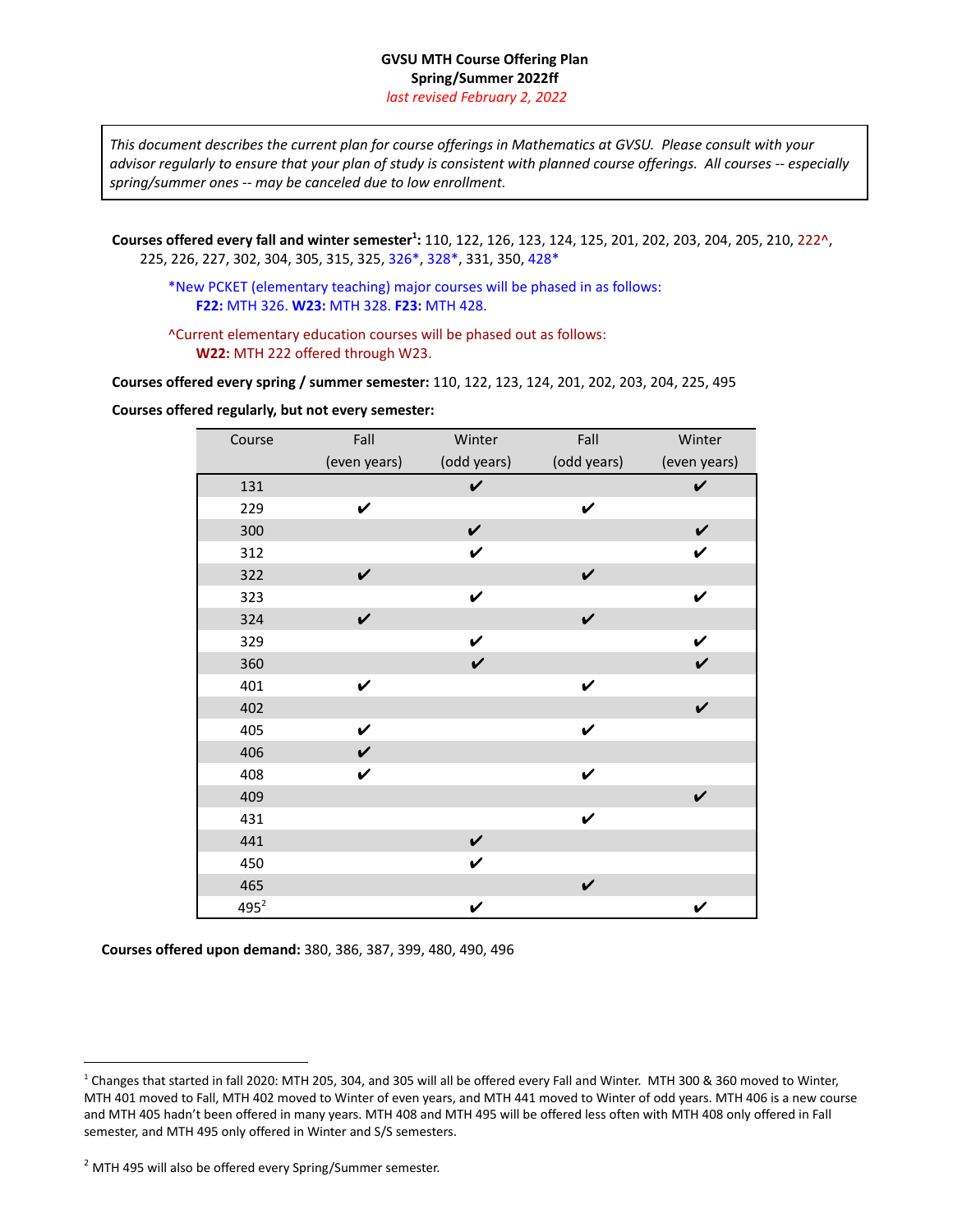**GVSU MTH Course Offering Plan**
**Spring/Summer 2022ff**
*last revised February 2, 2022*

*This document describes the current plan for course offerings in Mathematics at GVSU. Please consult with your advisor regularly to ensure that your plan of study is consistent with planned course offerings. All courses -- especially spring/summer ones -- may be canceled due to low enrollment.*

**Courses offered every fall and winter semester[1]:** 110, 122, 126, 123, 124, 125, 201, 202, 203, 204, 205, 210, 222^, 225, 226, 227, 302, 304, 305, 315, 325, 326*, 328*, 331, 350, 428*

*New PCKET (elementary teaching) major courses will be phased in as follows:
**F22:** MTH 326. **W23:** MTH 328. **F23:** MTH 428.

^Current elementary education courses will be phased out as follows:
**W22:** MTH 222 offered through W23.

**Courses offered every spring / summer semester:** 110, 122, 123, 124, 201, 202, 203, 204, 225, 495

**Courses offered regularly, but not every semester:**

| Course | Fall (even years) | Winter (odd years) | Fall (odd years) | Winter (even years) |
|---|---|---|---|---|
| 131 | | ✔ | | ✔ |
| 229 | ✔ | | ✔ | |
| 300 | | ✔ | | ✔ |
| 312 | | ✔ | | ✔ |
| 322 | ✔ | | ✔ | |
| 323 | | ✔ | | ✔ |
| 324 | ✔ | | ✔ | |
| 329 | | ✔ | | ✔ |
| 360 | | ✔ | | ✔ |
| 401 | ✔ | | ✔ | |
| 402 | | | | ✔ |
| 405 | ✔ | | ✔ | |
| 406 | ✔ | | | |
| 408 | ✔ | | ✔ | |
| 409 | | | | ✔ |
| 431 | | | ✔ | |
| 441 | | ✔ | | |
| 450 | | ✔ | | |
| 465 | | | ✔ | |
| 495[2] | | ✔ | | ✔ |

**Courses offered upon demand:** 380, 386, 387, 399, 480, 490, 496

---

[1] Changes that started in fall 2020: MTH 205, 304, and 305 will all be offered every Fall and Winter. MTH 300 & 360 moved to Winter, MTH 401 moved to Fall, MTH 402 moved to Winter of even years, and MTH 441 moved to Winter of odd years. MTH 406 is a new course and MTH 405 hadn't been offered in many years. MTH 408 and MTH 495 will be offered less often with MTH 408 only offered in Fall semester, and MTH 495 only offered in Winter and S/S semesters.

[2] MTH 495 will also be offered every Spring/Summer semester.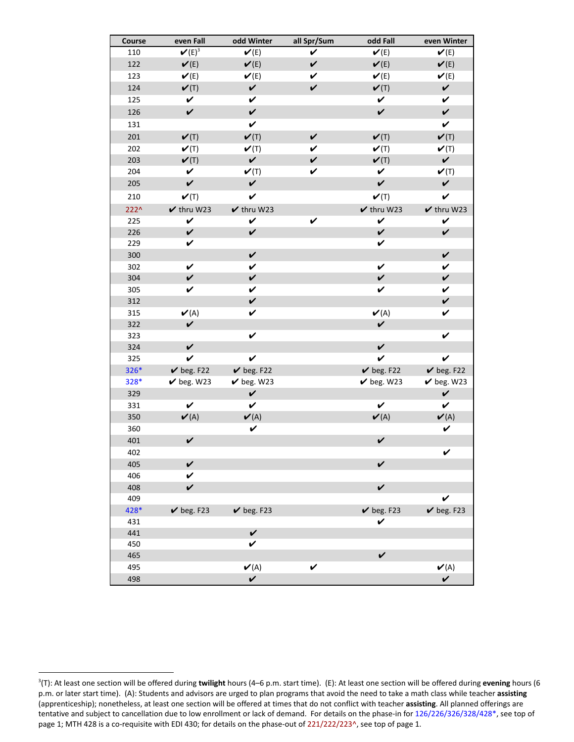| Course | even Fall | odd Winter | all Spr/Sum | odd Fall | even Winter |
|---|---|---|---|---|---|
| 110 | ✔(E)[3] | ✔(E) | ✔ | ✔(E) | ✔(E) |
| 122 | ✔(E) | ✔(E) | ✔ | ✔(E) | ✔(E) |
| 123 | ✔(E) | ✔(E) | ✔ | ✔(E) | ✔(E) |
| 124 | ✔(T) | ✔ | ✔ | ✔(T) | ✔ |
| 125 | ✔ | ✔ | | ✔ | ✔ |
| 126 | ✔ | ✔ | | ✔ | ✔ |
| 131 | | ✔ | | | ✔ |
| 201 | ✔(T) | ✔(T) | ✔ | ✔(T) | ✔(T) |
| 202 | ✔(T) | ✔(T) | ✔ | ✔(T) | ✔(T) |
| 203 | ✔(T) | ✔ | ✔ | ✔(T) | ✔ |
| 204 | ✔ | ✔(T) | ✔ | ✔ | ✔(T) |
| 205 | ✔ | ✔ | | ✔ | ✔ |
| 210 | ✔(T) | ✔ | | ✔(T) | ✔ |
| 222^ | ✔ thru W23 | ✔ thru W23 | | ✔ thru W23 | ✔ thru W23 |
| 225 | ✔ | ✔ | ✔ | ✔ | ✔ |
| 226 | ✔ | ✔ | | ✔ | ✔ |
| 229 | ✔ | | | ✔ | |
| 300 | | ✔ | | | ✔ |
| 302 | ✔ | ✔ | | ✔ | ✔ |
| 304 | ✔ | ✔ | | ✔ | ✔ |
| 305 | ✔ | ✔ | | ✔ | ✔ |
| 312 | | ✔ | | | ✔ |
| 315 | ✔(A) | ✔ | | ✔(A) | ✔ |
| 322 | ✔ | | | ✔ | |
| 323 | | ✔ | | | ✔ |
| 324 | ✔ | | | ✔ | |
| 325 | ✔ | ✔ | | ✔ | ✔ |
| 326* | ✔ beg. F22 | ✔ beg. F22 | | ✔ beg. F22 | ✔ beg. F22 |
| 328* | ✔ beg. W23 | ✔ beg. W23 | | ✔ beg. W23 | ✔ beg. W23 |
| 329 | | ✔ | | | ✔ |
| 331 | ✔ | ✔ | | ✔ | ✔ |
| 350 | ✔(A) | ✔(A) | | ✔(A) | ✔(A) |
| 360 | | ✔ | | | ✔ |
| 401 | ✔ | | | ✔ | |
| 402 | | | | | ✔ |
| 405 | ✔ | | | ✔ | |
| 406 | ✔ | | | | |
| 408 | ✔ | | | ✔ | |
| 409 | | | | | ✔ |
| 428* | ✔ beg. F23 | ✔ beg. F23 | | ✔ beg. F23 | ✔ beg. F23 |
| 431 | | | | ✔ | |
| 441 | | ✔ | | | |
| 450 | | ✔ | | | |
| 465 | | | | ✔ | |
| 495 | | ✔(A) | ✔ | | ✔(A) |
| 498 | | ✔ | | | ✔ |

[3](T): At least one section will be offered during **twilight** hours (4–6 p.m. start time). (E): At least one section will be offered during **evening** hours (6 p.m. or later start time). (A): Students and advisors are urged to plan programs that avoid the need to take a math class while teacher **assisting** (apprenticeship); nonetheless, at least one section will be offered at times that do not conflict with teacher **assisting**. All planned offerings are tentative and subject to cancellation due to low enrollment or lack of demand. For details on the phase-in for 126/226/326/328/428*, see top of page 1; MTH 428 is a co-requisite with EDI 430; for details on the phase-out of 221/222/223^, see top of page 1.